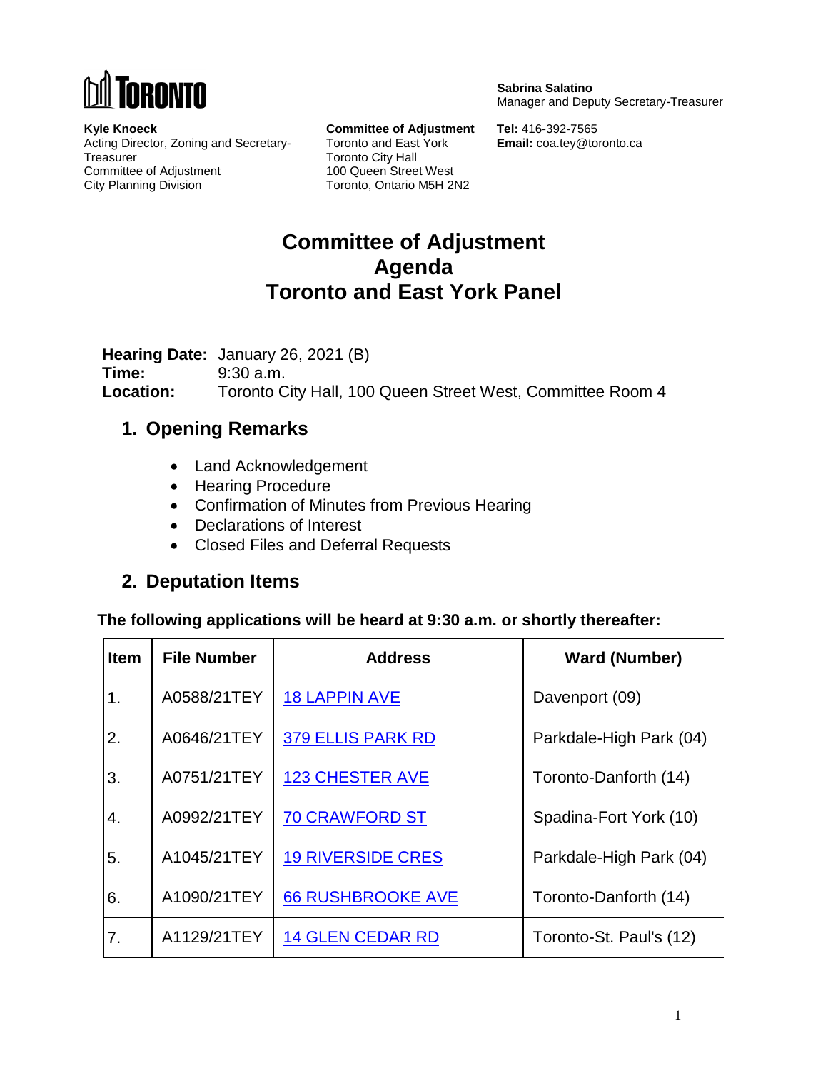**Sabrina Salatino**
Manager and Deputy Secretary-Treasurer

**Kyle Knoeck**
Acting Director, Zoning and Secretary-Treasurer
Committee of Adjustment
City Planning Division

**Committee of Adjustment**
Toronto and East York
Toronto City Hall
100 Queen Street West
Toronto, Ontario M5H 2N2

**Tel:** 416-392-7565
**Email:** coa.tey@toronto.ca

# Committee of Adjustment Agenda Toronto and East York Panel

**Hearing Date:** January 26, 2021 (B)
**Time:** 9:30 a.m.
**Location:** Toronto City Hall, 100 Queen Street West, Committee Room 4

## 1. Opening Remarks

- Land Acknowledgement
- Hearing Procedure
- Confirmation of Minutes from Previous Hearing
- Declarations of Interest
- Closed Files and Deferral Requests

## 2. Deputation Items

**The following applications will be heard at 9:30 a.m. or shortly thereafter:**

| Item | File Number | Address | Ward (Number) |
|---|---|---|---|
| 1. | A0588/21TEY | 18 LAPPIN AVE | Davenport (09) |
| 2. | A0646/21TEY | 379 ELLIS PARK RD | Parkdale-High Park (04) |
| 3. | A0751/21TEY | 123 CHESTER AVE | Toronto-Danforth (14) |
| 4. | A0992/21TEY | 70 CRAWFORD ST | Spadina-Fort York (10) |
| 5. | A1045/21TEY | 19 RIVERSIDE CRES | Parkdale-High Park (04) |
| 6. | A1090/21TEY | 66 RUSHBROOKE AVE | Toronto-Danforth (14) |
| 7. | A1129/21TEY | 14 GLEN CEDAR RD | Toronto-St. Paul's (12) |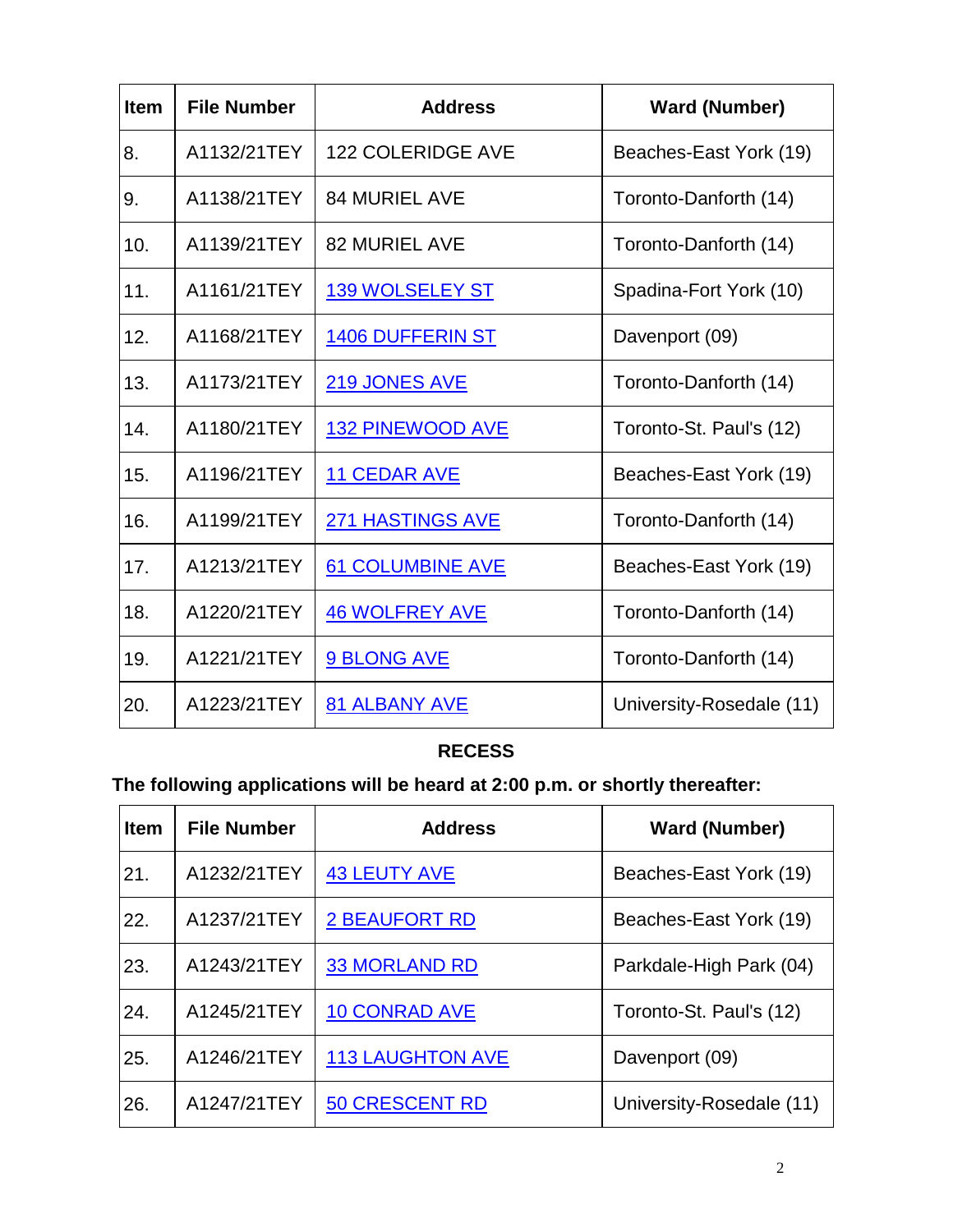| Item | File Number | Address | Ward (Number) |
|---|---|---|---|
| 8. | A1132/21TEY | 122 COLERIDGE AVE | Beaches-East York (19) |
| 9. | A1138/21TEY | 84 MURIEL AVE | Toronto-Danforth (14) |
| 10. | A1139/21TEY | 82 MURIEL AVE | Toronto-Danforth (14) |
| 11. | A1161/21TEY | 139 WOLSELEY ST | Spadina-Fort York (10) |
| 12. | A1168/21TEY | 1406 DUFFERIN ST | Davenport (09) |
| 13. | A1173/21TEY | 219 JONES AVE | Toronto-Danforth (14) |
| 14. | A1180/21TEY | 132 PINEWOOD AVE | Toronto-St. Paul's (12) |
| 15. | A1196/21TEY | 11 CEDAR AVE | Beaches-East York (19) |
| 16. | A1199/21TEY | 271 HASTINGS AVE | Toronto-Danforth (14) |
| 17. | A1213/21TEY | 61 COLUMBINE AVE | Beaches-East York (19) |
| 18. | A1220/21TEY | 46 WOLFREY AVE | Toronto-Danforth (14) |
| 19. | A1221/21TEY | 9 BLONG AVE | Toronto-Danforth (14) |
| 20. | A1223/21TEY | 81 ALBANY AVE | University-Rosedale (11) |

**RECESS**

**The following applications will be heard at 2:00 p.m. or shortly thereafter:**

| Item | File Number | Address | Ward (Number) |
|---|---|---|---|
| 21. | A1232/21TEY | 43 LEUTY AVE | Beaches-East York (19) |
| 22. | A1237/21TEY | 2 BEAUFORT RD | Beaches-East York (19) |
| 23. | A1243/21TEY | 33 MORLAND RD | Parkdale-High Park (04) |
| 24. | A1245/21TEY | 10 CONRAD AVE | Toronto-St. Paul's (12) |
| 25. | A1246/21TEY | 113 LAUGHTON AVE | Davenport (09) |
| 26. | A1247/21TEY | 50 CRESCENT RD | University-Rosedale (11) |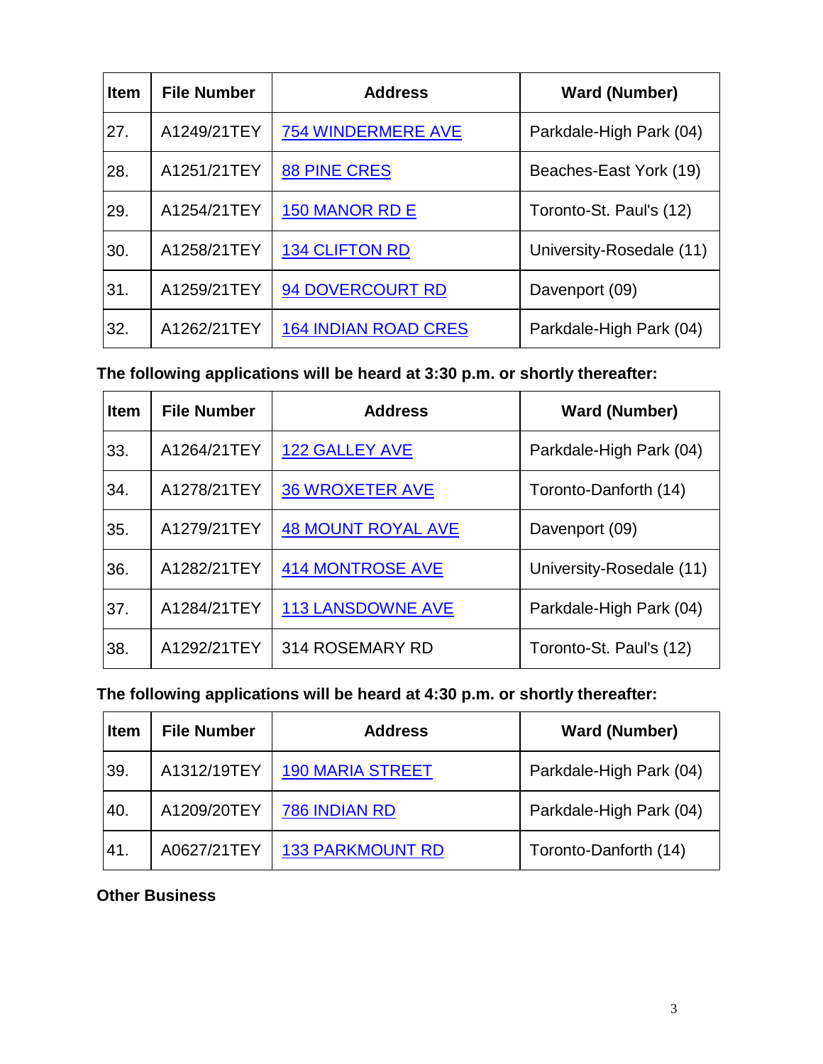| Item | File Number | Address | Ward (Number) |
|---|---|---|---|
| 27. | A1249/21TEY | 754 WINDERMERE AVE | Parkdale-High Park (04) |
| 28. | A1251/21TEY | 88 PINE CRES | Beaches-East York (19) |
| 29. | A1254/21TEY | 150 MANOR RD E | Toronto-St. Paul's (12) |
| 30. | A1258/21TEY | 134 CLIFTON RD | University-Rosedale (11) |
| 31. | A1259/21TEY | 94 DOVERCOURT RD | Davenport (09) |
| 32. | A1262/21TEY | 164 INDIAN ROAD CRES | Parkdale-High Park (04) |

**The following applications will be heard at 3:30 p.m. or shortly thereafter:**

| Item | File Number | Address | Ward (Number) |
|---|---|---|---|
| 33. | A1264/21TEY | 122 GALLEY AVE | Parkdale-High Park (04) |
| 34. | A1278/21TEY | 36 WROXETER AVE | Toronto-Danforth (14) |
| 35. | A1279/21TEY | 48 MOUNT ROYAL AVE | Davenport (09) |
| 36. | A1282/21TEY | 414 MONTROSE AVE | University-Rosedale (11) |
| 37. | A1284/21TEY | 113 LANSDOWNE AVE | Parkdale-High Park (04) |
| 38. | A1292/21TEY | 314 ROSEMARY RD | Toronto-St. Paul's (12) |

**The following applications will be heard at 4:30 p.m. or shortly thereafter:**

| Item | File Number | Address | Ward (Number) |
|---|---|---|---|
| 39. | A1312/19TEY | 190 MARIA STREET | Parkdale-High Park (04) |
| 40. | A1209/20TEY | 786 INDIAN RD | Parkdale-High Park (04) |
| 41. | A0627/21TEY | 133 PARKMOUNT RD | Toronto-Danforth (14) |

**Other Business**